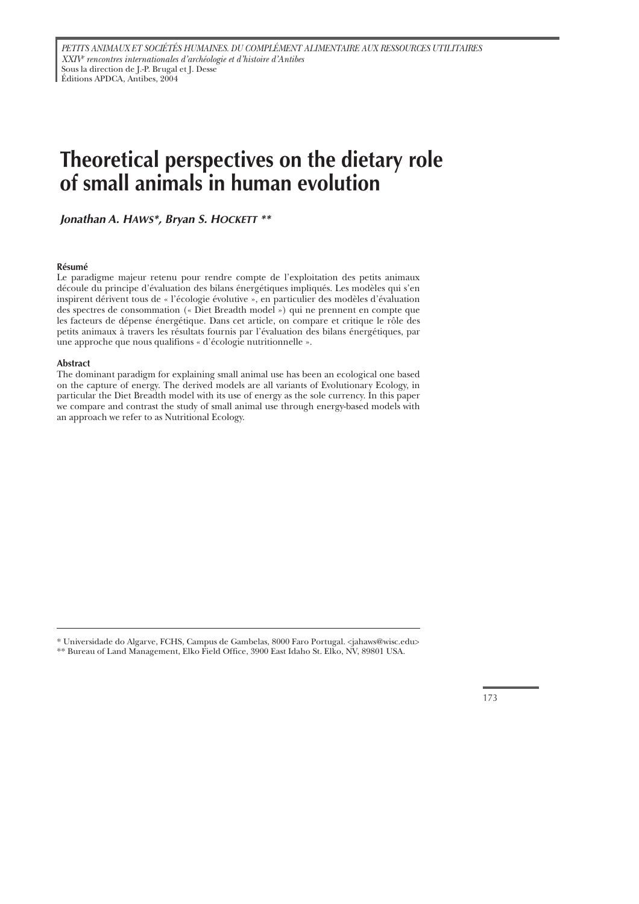*PETITS ANIMAUX ET SOCIÉTÉS HUMAINES. DU COMPLÉMENT ALIMENTAIRE AUX RESSOURCES UTILITAIRES*
*XXIV[e] rencontres internationales d'archéologie et d'histoire d'Antibes*
Sous la direction de J.-P. Brugal et J. Desse
Éditions APDCA, Antibes, 2004

# Theoretical perspectives on the dietary role of small animals in human evolution

***Jonathan A. Haws*, Bryan S. Hockett ****

**Résumé**

Le paradigme majeur retenu pour rendre compte de l'exploitation des petits animaux découle du principe d'évaluation des bilans énergétiques impliqués. Les modèles qui s'en inspirent dérivent tous de « l'écologie évolutive », en particulier des modèles d'évaluation des spectres de consommation (« Diet Breadth model ») qui ne prennent en compte que les facteurs de dépense énergétique. Dans cet article, on compare et critique le rôle des petits animaux à travers les résultats fournis par l'évaluation des bilans énergétiques, par une approche que nous qualifions « d'écologie nutritionnelle ».

**Abstract**

The dominant paradigm for explaining small animal use has been an ecological one based on the capture of energy. The derived models are all variants of Evolutionary Ecology, in particular the Diet Breadth model with its use of energy as the sole currency. In this paper we compare and contrast the study of small animal use through energy-based models with an approach we refer to as Nutritional Ecology.

---

\* Universidade do Algarve, FCHS, Campus de Gambelas, 8000 Faro Portugal. <jahaws@wisc.edu>

\*\* Bureau of Land Management, Elko Field Office, 3900 East Idaho St. Elko, NV, 89801 USA.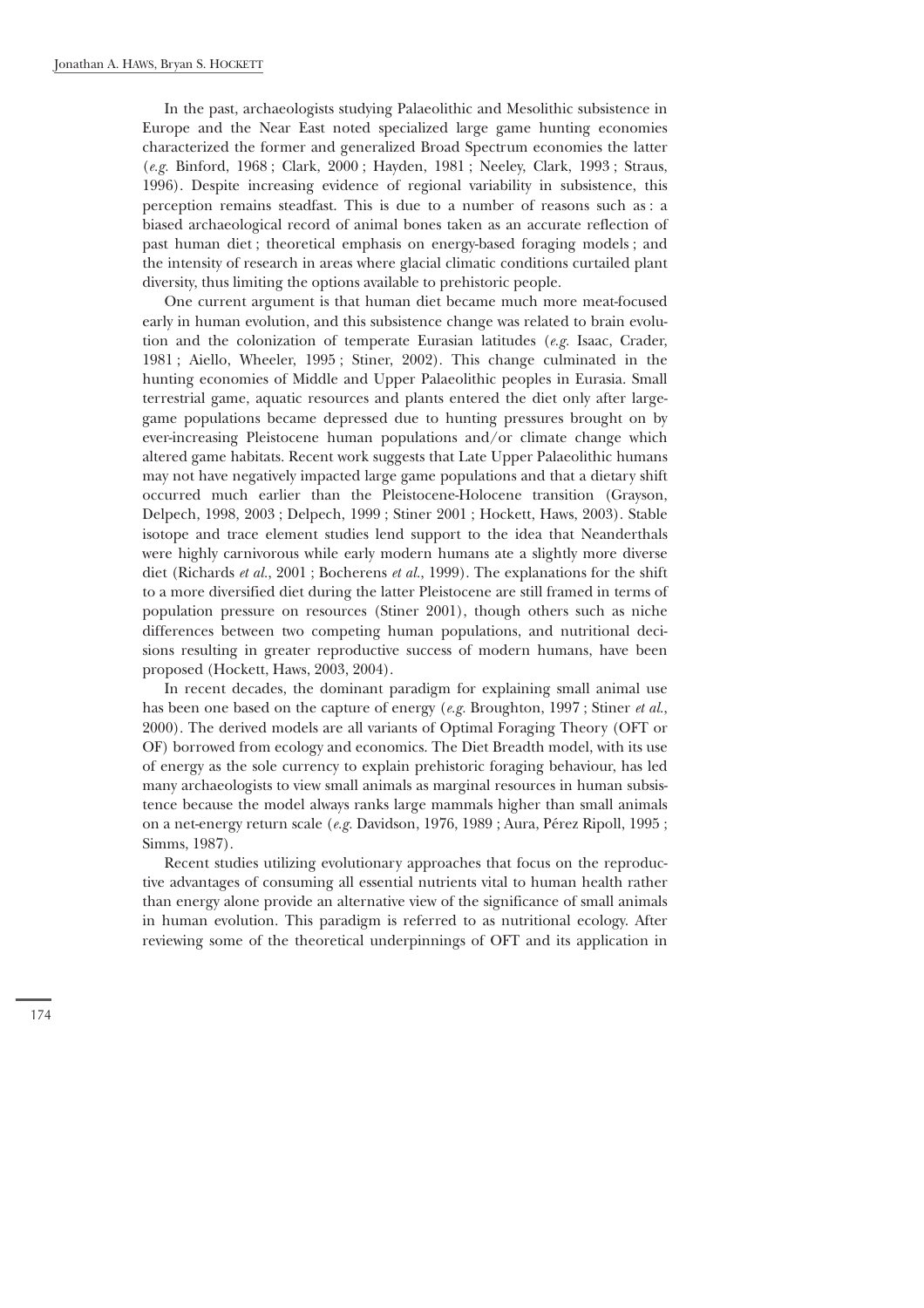In the past, archaeologists studying Palaeolithic and Mesolithic subsistence in Europe and the Near East noted specialized large game hunting economies characterized the former and generalized Broad Spectrum economies the latter (*e.g.* Binford, 1968 ; Clark, 2000 ; Hayden, 1981 ; Neeley, Clark, 1993 ; Straus, 1996). Despite increasing evidence of regional variability in subsistence, this perception remains steadfast. This is due to a number of reasons such as : a biased archaeological record of animal bones taken as an accurate reflection of past human diet ; theoretical emphasis on energy-based foraging models ; and the intensity of research in areas where glacial climatic conditions curtailed plant diversity, thus limiting the options available to prehistoric people.

One current argument is that human diet became much more meat-focused early in human evolution, and this subsistence change was related to brain evolution and the colonization of temperate Eurasian latitudes (*e.g.* Isaac, Crader, 1981 ; Aiello, Wheeler, 1995 ; Stiner, 2002). This change culminated in the hunting economies of Middle and Upper Palaeolithic peoples in Eurasia. Small terrestrial game, aquatic resources and plants entered the diet only after large-game populations became depressed due to hunting pressures brought on by ever-increasing Pleistocene human populations and/or climate change which altered game habitats. Recent work suggests that Late Upper Palaeolithic humans may not have negatively impacted large game populations and that a dietary shift occurred much earlier than the Pleistocene-Holocene transition (Grayson, Delpech, 1998, 2003 ; Delpech, 1999 ; Stiner 2001 ; Hockett, Haws, 2003). Stable isotope and trace element studies lend support to the idea that Neanderthals were highly carnivorous while early modern humans ate a slightly more diverse diet (Richards *et al.*, 2001 ; Bocherens *et al.*, 1999). The explanations for the shift to a more diversified diet during the latter Pleistocene are still framed in terms of population pressure on resources (Stiner 2001), though others such as niche differences between two competing human populations, and nutritional decisions resulting in greater reproductive success of modern humans, have been proposed (Hockett, Haws, 2003, 2004).

In recent decades, the dominant paradigm for explaining small animal use has been one based on the capture of energy (*e.g.* Broughton, 1997 ; Stiner *et al.*, 2000). The derived models are all variants of Optimal Foraging Theory (OFT or OF) borrowed from ecology and economics. The Diet Breadth model, with its use of energy as the sole currency to explain prehistoric foraging behaviour, has led many archaeologists to view small animals as marginal resources in human subsistence because the model always ranks large mammals higher than small animals on a net-energy return scale (*e.g.* Davidson, 1976, 1989 ; Aura, Pérez Ripoll, 1995 ; Simms, 1987).

Recent studies utilizing evolutionary approaches that focus on the reproductive advantages of consuming all essential nutrients vital to human health rather than energy alone provide an alternative view of the significance of small animals in human evolution. This paradigm is referred to as nutritional ecology. After reviewing some of the theoretical underpinnings of OFT and its application in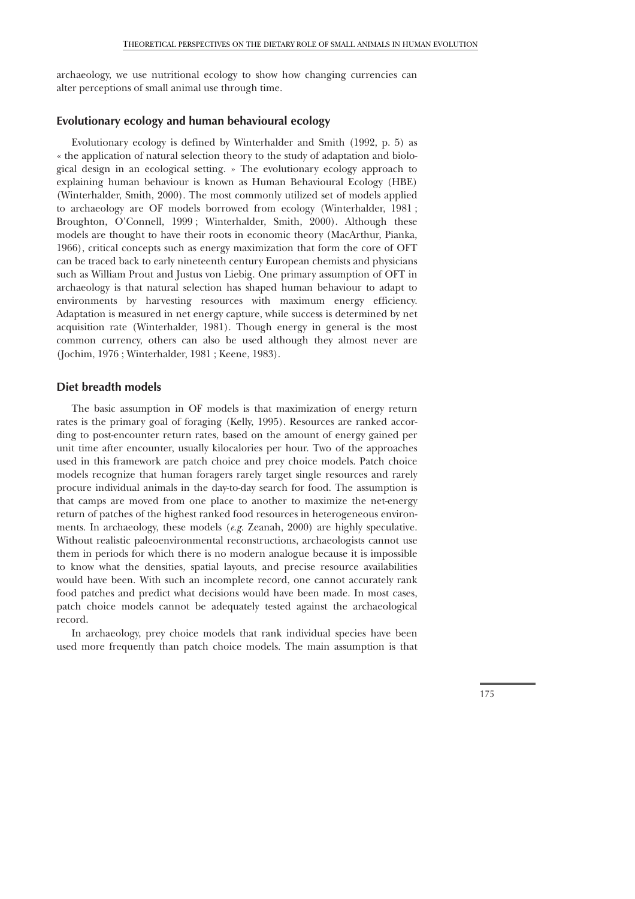archaeology, we use nutritional ecology to show how changing currencies can alter perceptions of small animal use through time.

## Evolutionary ecology and human behavioural ecology

Evolutionary ecology is defined by Winterhalder and Smith (1992, p. 5) as « the application of natural selection theory to the study of adaptation and biological design in an ecological setting. » The evolutionary ecology approach to explaining human behaviour is known as Human Behavioural Ecology (HBE) (Winterhalder, Smith, 2000). The most commonly utilized set of models applied to archaeology are OF models borrowed from ecology (Winterhalder, 1981 ; Broughton, O'Connell, 1999 ; Winterhalder, Smith, 2000). Although these models are thought to have their roots in economic theory (MacArthur, Pianka, 1966), critical concepts such as energy maximization that form the core of OFT can be traced back to early nineteenth century European chemists and physicians such as William Prout and Justus von Liebig. One primary assumption of OFT in archaeology is that natural selection has shaped human behaviour to adapt to environments by harvesting resources with maximum energy efficiency. Adaptation is measured in net energy capture, while success is determined by net acquisition rate (Winterhalder, 1981). Though energy in general is the most common currency, others can also be used although they almost never are (Jochim, 1976 ; Winterhalder, 1981 ; Keene, 1983).

## Diet breadth models

The basic assumption in OF models is that maximization of energy return rates is the primary goal of foraging (Kelly, 1995). Resources are ranked according to post-encounter return rates, based on the amount of energy gained per unit time after encounter, usually kilocalories per hour. Two of the approaches used in this framework are patch choice and prey choice models. Patch choice models recognize that human foragers rarely target single resources and rarely procure individual animals in the day-to-day search for food. The assumption is that camps are moved from one place to another to maximize the net-energy return of patches of the highest ranked food resources in heterogeneous environments. In archaeology, these models (*e.g.* Zeanah, 2000) are highly speculative. Without realistic paleoenvironmental reconstructions, archaeologists cannot use them in periods for which there is no modern analogue because it is impossible to know what the densities, spatial layouts, and precise resource availabilities would have been. With such an incomplete record, one cannot accurately rank food patches and predict what decisions would have been made. In most cases, patch choice models cannot be adequately tested against the archaeological record.

In archaeology, prey choice models that rank individual species have been used more frequently than patch choice models. The main assumption is that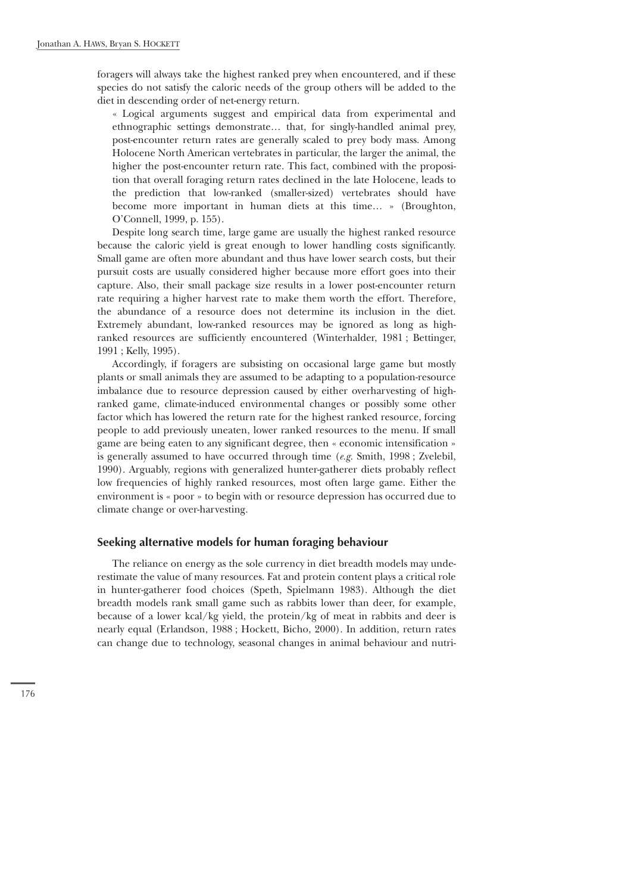foragers will always take the highest ranked prey when encountered, and if these species do not satisfy the caloric needs of the group others will be added to the diet in descending order of net-energy return.

> « Logical arguments suggest and empirical data from experimental and ethnographic settings demonstrate… that, for singly-handled animal prey, post-encounter return rates are generally scaled to prey body mass. Among Holocene North American vertebrates in particular, the larger the animal, the higher the post-encounter return rate. This fact, combined with the proposition that overall foraging return rates declined in the late Holocene, leads to the prediction that low-ranked (smaller-sized) vertebrates should have become more important in human diets at this time… » (Broughton, O'Connell, 1999, p. 155).

Despite long search time, large game are usually the highest ranked resource because the caloric yield is great enough to lower handling costs significantly. Small game are often more abundant and thus have lower search costs, but their pursuit costs are usually considered higher because more effort goes into their capture. Also, their small package size results in a lower post-encounter return rate requiring a higher harvest rate to make them worth the effort. Therefore, the abundance of a resource does not determine its inclusion in the diet. Extremely abundant, low-ranked resources may be ignored as long as high-ranked resources are sufficiently encountered (Winterhalder, 1981 ; Bettinger, 1991 ; Kelly, 1995).

Accordingly, if foragers are subsisting on occasional large game but mostly plants or small animals they are assumed to be adapting to a population-resource imbalance due to resource depression caused by either overharvesting of high-ranked game, climate-induced environmental changes or possibly some other factor which has lowered the return rate for the highest ranked resource, forcing people to add previously uneaten, lower ranked resources to the menu. If small game are being eaten to any significant degree, then « economic intensification » is generally assumed to have occurred through time (*e.g.* Smith, 1998 ; Zvelebil, 1990). Arguably, regions with generalized hunter-gatherer diets probably reflect low frequencies of highly ranked resources, most often large game. Either the environment is « poor » to begin with or resource depression has occurred due to climate change or over-harvesting.

## Seeking alternative models for human foraging behaviour

The reliance on energy as the sole currency in diet breadth models may underestimate the value of many resources. Fat and protein content plays a critical role in hunter-gatherer food choices (Speth, Spielmann 1983). Although the diet breadth models rank small game such as rabbits lower than deer, for example, because of a lower kcal/kg yield, the protein/kg of meat in rabbits and deer is nearly equal (Erlandson, 1988 ; Hockett, Bicho, 2000). In addition, return rates can change due to technology, seasonal changes in animal behaviour and nutri-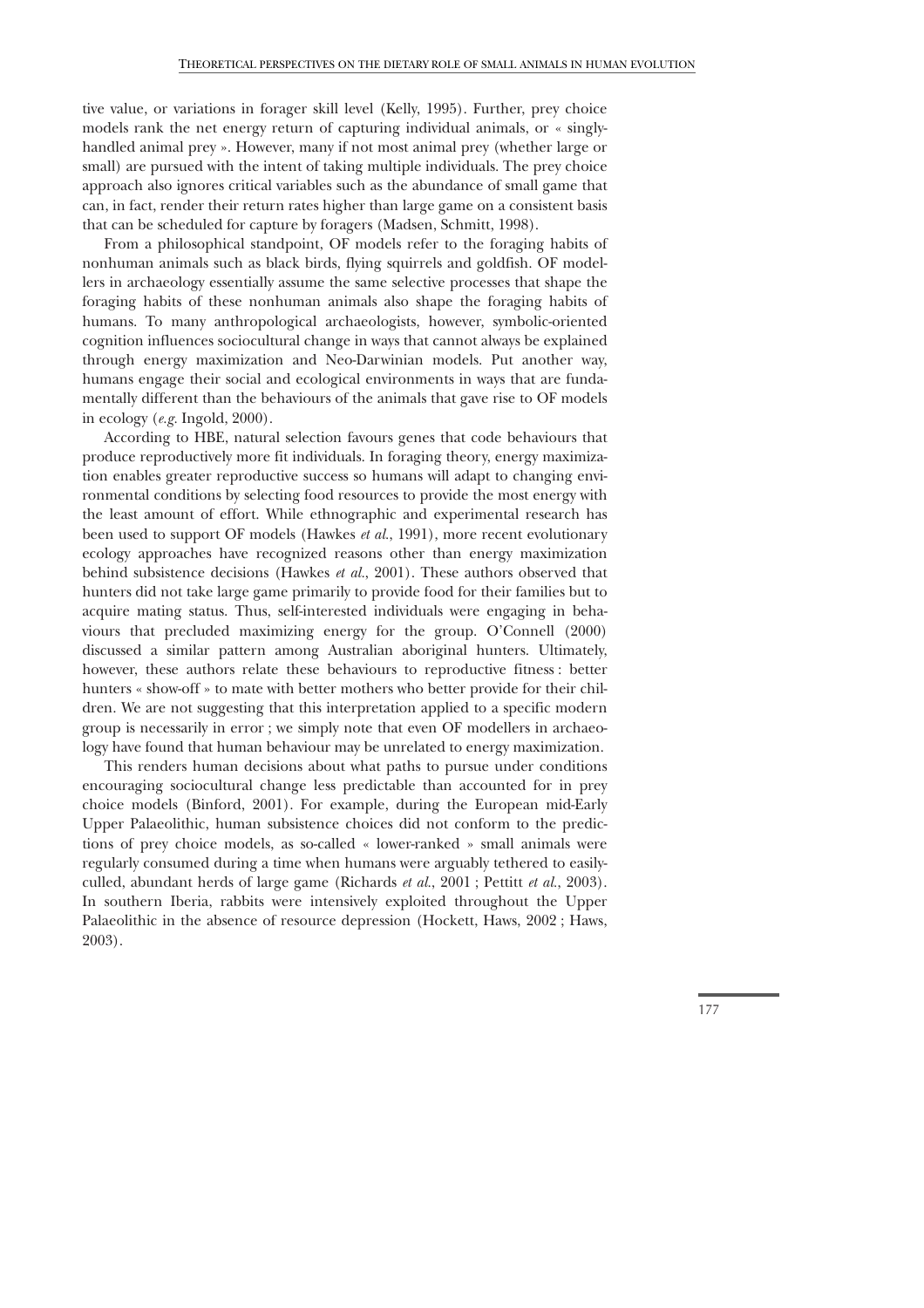tive value, or variations in forager skill level (Kelly, 1995). Further, prey choice models rank the net energy return of capturing individual animals, or « singly-handled animal prey ». However, many if not most animal prey (whether large or small) are pursued with the intent of taking multiple individuals. The prey choice approach also ignores critical variables such as the abundance of small game that can, in fact, render their return rates higher than large game on a consistent basis that can be scheduled for capture by foragers (Madsen, Schmitt, 1998).

From a philosophical standpoint, OF models refer to the foraging habits of nonhuman animals such as black birds, flying squirrels and goldfish. OF modellers in archaeology essentially assume the same selective processes that shape the foraging habits of these nonhuman animals also shape the foraging habits of humans. To many anthropological archaeologists, however, symbolic-oriented cognition influences sociocultural change in ways that cannot always be explained through energy maximization and Neo-Darwinian models. Put another way, humans engage their social and ecological environments in ways that are fundamentally different than the behaviours of the animals that gave rise to OF models in ecology (*e.g.* Ingold, 2000).

According to HBE, natural selection favours genes that code behaviours that produce reproductively more fit individuals. In foraging theory, energy maximization enables greater reproductive success so humans will adapt to changing environmental conditions by selecting food resources to provide the most energy with the least amount of effort. While ethnographic and experimental research has been used to support OF models (Hawkes *et al.*, 1991), more recent evolutionary ecology approaches have recognized reasons other than energy maximization behind subsistence decisions (Hawkes *et al.*, 2001). These authors observed that hunters did not take large game primarily to provide food for their families but to acquire mating status. Thus, self-interested individuals were engaging in behaviours that precluded maximizing energy for the group. O'Connell (2000) discussed a similar pattern among Australian aboriginal hunters. Ultimately, however, these authors relate these behaviours to reproductive fitness : better hunters « show-off » to mate with better mothers who better provide for their children. We are not suggesting that this interpretation applied to a specific modern group is necessarily in error ; we simply note that even OF modellers in archaeology have found that human behaviour may be unrelated to energy maximization.

This renders human decisions about what paths to pursue under conditions encouraging sociocultural change less predictable than accounted for in prey choice models (Binford, 2001). For example, during the European mid-Early Upper Palaeolithic, human subsistence choices did not conform to the predictions of prey choice models, as so-called « lower-ranked » small animals were regularly consumed during a time when humans were arguably tethered to easily-culled, abundant herds of large game (Richards *et al.*, 2001 ; Pettitt *et al.*, 2003). In southern Iberia, rabbits were intensively exploited throughout the Upper Palaeolithic in the absence of resource depression (Hockett, Haws, 2002 ; Haws, 2003).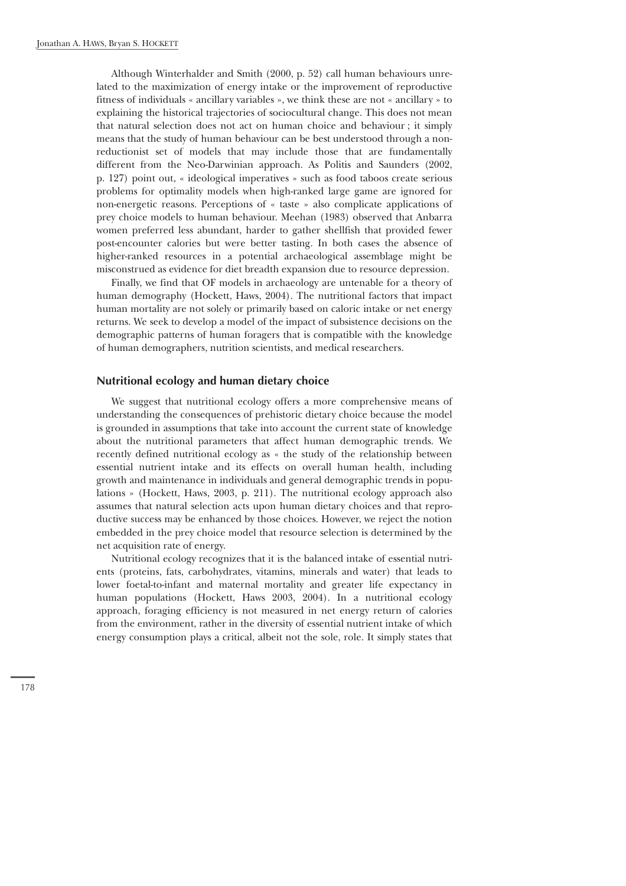Although Winterhalder and Smith (2000, p. 52) call human behaviours unrelated to the maximization of energy intake or the improvement of reproductive fitness of individuals « ancillary variables », we think these are not « ancillary » to explaining the historical trajectories of sociocultural change. This does not mean that natural selection does not act on human choice and behaviour ; it simply means that the study of human behaviour can be best understood through a non-reductionist set of models that may include those that are fundamentally different from the Neo-Darwinian approach. As Politis and Saunders (2002, p. 127) point out, « ideological imperatives » such as food taboos create serious problems for optimality models when high-ranked large game are ignored for non-energetic reasons. Perceptions of « taste » also complicate applications of prey choice models to human behaviour. Meehan (1983) observed that Anbarra women preferred less abundant, harder to gather shellfish that provided fewer post-encounter calories but were better tasting. In both cases the absence of higher-ranked resources in a potential archaeological assemblage might be misconstrued as evidence for diet breadth expansion due to resource depression.

Finally, we find that OF models in archaeology are untenable for a theory of human demography (Hockett, Haws, 2004). The nutritional factors that impact human mortality are not solely or primarily based on caloric intake or net energy returns. We seek to develop a model of the impact of subsistence decisions on the demographic patterns of human foragers that is compatible with the knowledge of human demographers, nutrition scientists, and medical researchers.

## Nutritional ecology and human dietary choice

We suggest that nutritional ecology offers a more comprehensive means of understanding the consequences of prehistoric dietary choice because the model is grounded in assumptions that take into account the current state of knowledge about the nutritional parameters that affect human demographic trends. We recently defined nutritional ecology as « the study of the relationship between essential nutrient intake and its effects on overall human health, including growth and maintenance in individuals and general demographic trends in populations » (Hockett, Haws, 2003, p. 211). The nutritional ecology approach also assumes that natural selection acts upon human dietary choices and that reproductive success may be enhanced by those choices. However, we reject the notion embedded in the prey choice model that resource selection is determined by the net acquisition rate of energy.

Nutritional ecology recognizes that it is the balanced intake of essential nutrients (proteins, fats, carbohydrates, vitamins, minerals and water) that leads to lower foetal-to-infant and maternal mortality and greater life expectancy in human populations (Hockett, Haws 2003, 2004). In a nutritional ecology approach, foraging efficiency is not measured in net energy return of calories from the environment, rather in the diversity of essential nutrient intake of which energy consumption plays a critical, albeit not the sole, role. It simply states that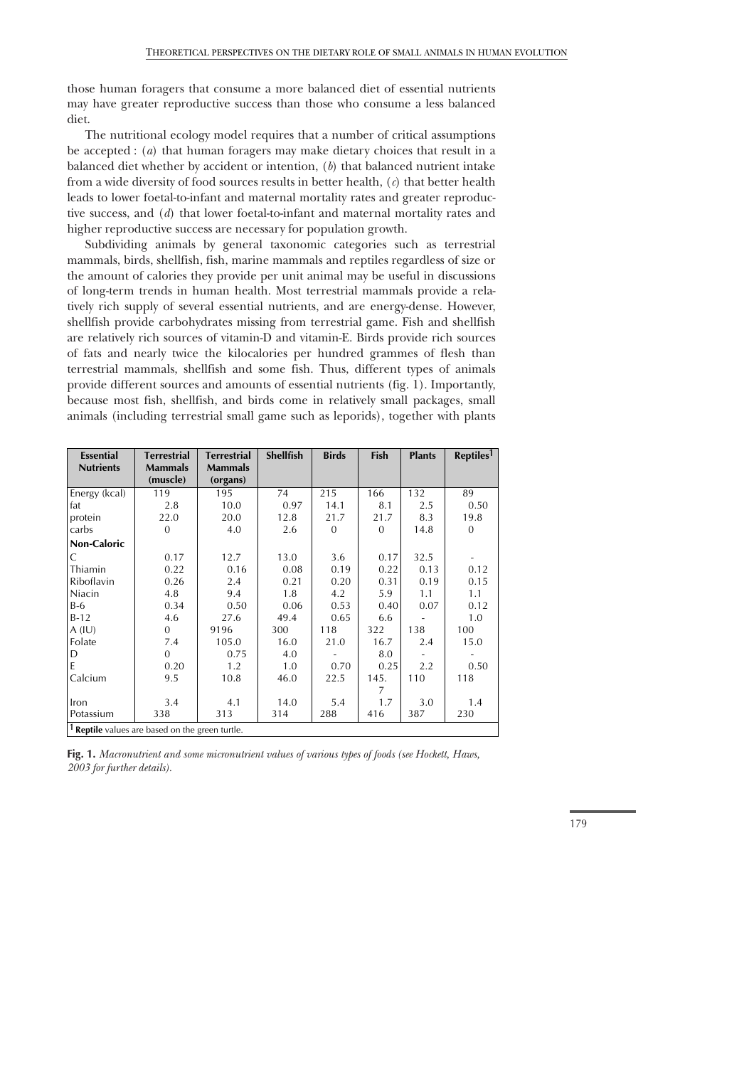those human foragers that consume a more balanced diet of essential nutrients may have greater reproductive success than those who consume a less balanced diet.

The nutritional ecology model requires that a number of critical assumptions be accepted : (*a*) that human foragers may make dietary choices that result in a balanced diet whether by accident or intention, (*b*) that balanced nutrient intake from a wide diversity of food sources results in better health, (*c*) that better health leads to lower foetal-to-infant and maternal mortality rates and greater reproductive success, and (*d*) that lower foetal-to-infant and maternal mortality rates and higher reproductive success are necessary for population growth.

Subdividing animals by general taxonomic categories such as terrestrial mammals, birds, shellfish, fish, marine mammals and reptiles regardless of size or the amount of calories they provide per unit animal may be useful in discussions of long-term trends in human health. Most terrestrial mammals provide a relatively rich supply of several essential nutrients, and are energy-dense. However, shellfish provide carbohydrates missing from terrestrial game. Fish and shellfish are relatively rich sources of vitamin-D and vitamin-E. Birds provide rich sources of fats and nearly twice the kilocalories per hundred grammes of flesh than terrestrial mammals, shellfish and some fish. Thus, different types of animals provide different sources and amounts of essential nutrients (fig. 1). Importantly, because most fish, shellfish, and birds come in relatively small packages, small animals (including terrestrial small game such as leporids), together with plants

| Essential Nutrients | Terrestrial Mammals (muscle) | Terrestrial Mammals (organs) | Shellfish | Birds | Fish | Plants | Reptiles[1] |
|---|---|---|---|---|---|---|---|
| Energy (kcal) | 119 | 195 | 74 | 215 | 166 | 132 | 89 |
| fat | 2.8 | 10.0 | 0.97 | 14.1 | 8.1 | 2.5 | 0.50 |
| protein | 22.0 | 20.0 | 12.8 | 21.7 | 21.7 | 8.3 | 19.8 |
| carbs | 0 | 4.0 | 2.6 | 0 | 0 | 14.8 | 0 |
| **Non-Caloric** | | | | | | | |
| C | 0.17 | 12.7 | 13.0 | 3.6 | 0.17 | 32.5 | - |
| Thiamin | 0.22 | 0.16 | 0.08 | 0.19 | 0.22 | 0.13 | 0.12 |
| Riboflavin | 0.26 | 2.4 | 0.21 | 0.20 | 0.31 | 0.19 | 0.15 |
| Niacin | 4.8 | 9.4 | 1.8 | 4.2 | 5.9 | 1.1 | 1.1 |
| B-6 | 0.34 | 0.50 | 0.06 | 0.53 | 0.40 | 0.07 | 0.12 |
| B-12 | 4.6 | 27.6 | 49.4 | 0.65 | 6.6 | - | 1.0 |
| A (IU) | 0 | 9196 | 300 | 118 | 322 | 138 | 100 |
| Folate | 7.4 | 105.0 | 16.0 | 21.0 | 16.7 | 2.4 | 15.0 |
| D | 0 | 0.75 | 4.0 | - | 8.0 | - | - |
| E | 0.20 | 1.2 | 1.0 | 0.70 | 0.25 | 2.2 | 0.50 |
| Calcium | 9.5 | 10.8 | 46.0 | 22.5 | 145.7 | 110 | 118 |
| Iron | 3.4 | 4.1 | 14.0 | 5.4 | 1.7 | 3.0 | 1.4 |
| Potassium | 338 | 313 | 314 | 288 | 416 | 387 | 230 |

[1] **Reptile** values are based on the green turtle.

**Fig. 1.** *Macronutrient and some micronutrient values of various types of foods (see Hockett, Haws, 2003 for further details).*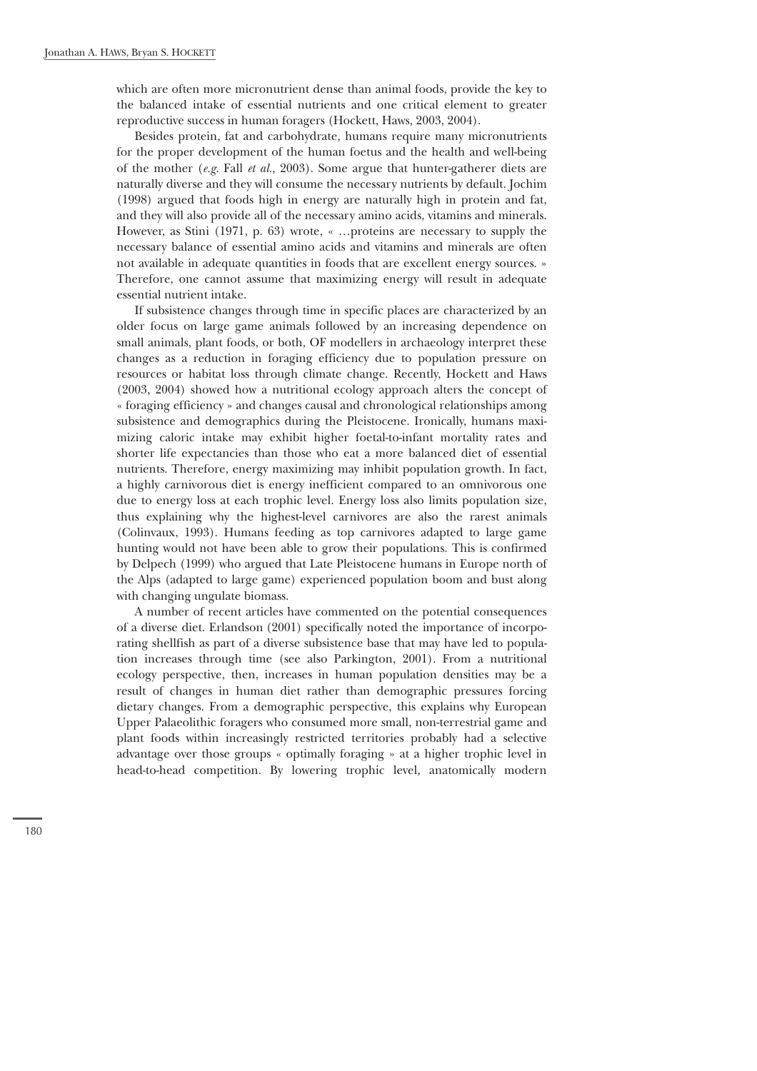which are often more micronutrient dense than animal foods, provide the key to the balanced intake of essential nutrients and one critical element to greater reproductive success in human foragers (Hockett, Haws, 2003, 2004).

Besides protein, fat and carbohydrate, humans require many micronutrients for the proper development of the human foetus and the health and well-being of the mother (*e.g.* Fall *et al.*, 2003). Some argue that hunter-gatherer diets are naturally diverse and they will consume the necessary nutrients by default. Jochim (1998) argued that foods high in energy are naturally high in protein and fat, and they will also provide all of the necessary amino acids, vitamins and minerals. However, as Stini (1971, p. 63) wrote, « …proteins are necessary to supply the necessary balance of essential amino acids and vitamins and minerals are often not available in adequate quantities in foods that are excellent energy sources. » Therefore, one cannot assume that maximizing energy will result in adequate essential nutrient intake.

If subsistence changes through time in specific places are characterized by an older focus on large game animals followed by an increasing dependence on small animals, plant foods, or both, OF modellers in archaeology interpret these changes as a reduction in foraging efficiency due to population pressure on resources or habitat loss through climate change. Recently, Hockett and Haws (2003, 2004) showed how a nutritional ecology approach alters the concept of « foraging efficiency » and changes causal and chronological relationships among subsistence and demographics during the Pleistocene. Ironically, humans maximizing caloric intake may exhibit higher foetal-to-infant mortality rates and shorter life expectancies than those who eat a more balanced diet of essential nutrients. Therefore, energy maximizing may inhibit population growth. In fact, a highly carnivorous diet is energy inefficient compared to an omnivorous one due to energy loss at each trophic level. Energy loss also limits population size, thus explaining why the highest-level carnivores are also the rarest animals (Colinvaux, 1993). Humans feeding as top carnivores adapted to large game hunting would not have been able to grow their populations. This is confirmed by Delpech (1999) who argued that Late Pleistocene humans in Europe north of the Alps (adapted to large game) experienced population boom and bust along with changing ungulate biomass.

A number of recent articles have commented on the potential consequences of a diverse diet. Erlandson (2001) specifically noted the importance of incorporating shellfish as part of a diverse subsistence base that may have led to population increases through time (see also Parkington, 2001). From a nutritional ecology perspective, then, increases in human population densities may be a result of changes in human diet rather than demographic pressures forcing dietary changes. From a demographic perspective, this explains why European Upper Palaeolithic foragers who consumed more small, non-terrestrial game and plant foods within increasingly restricted territories probably had a selective advantage over those groups « optimally foraging » at a higher trophic level in head-to-head competition. By lowering trophic level, anatomically modern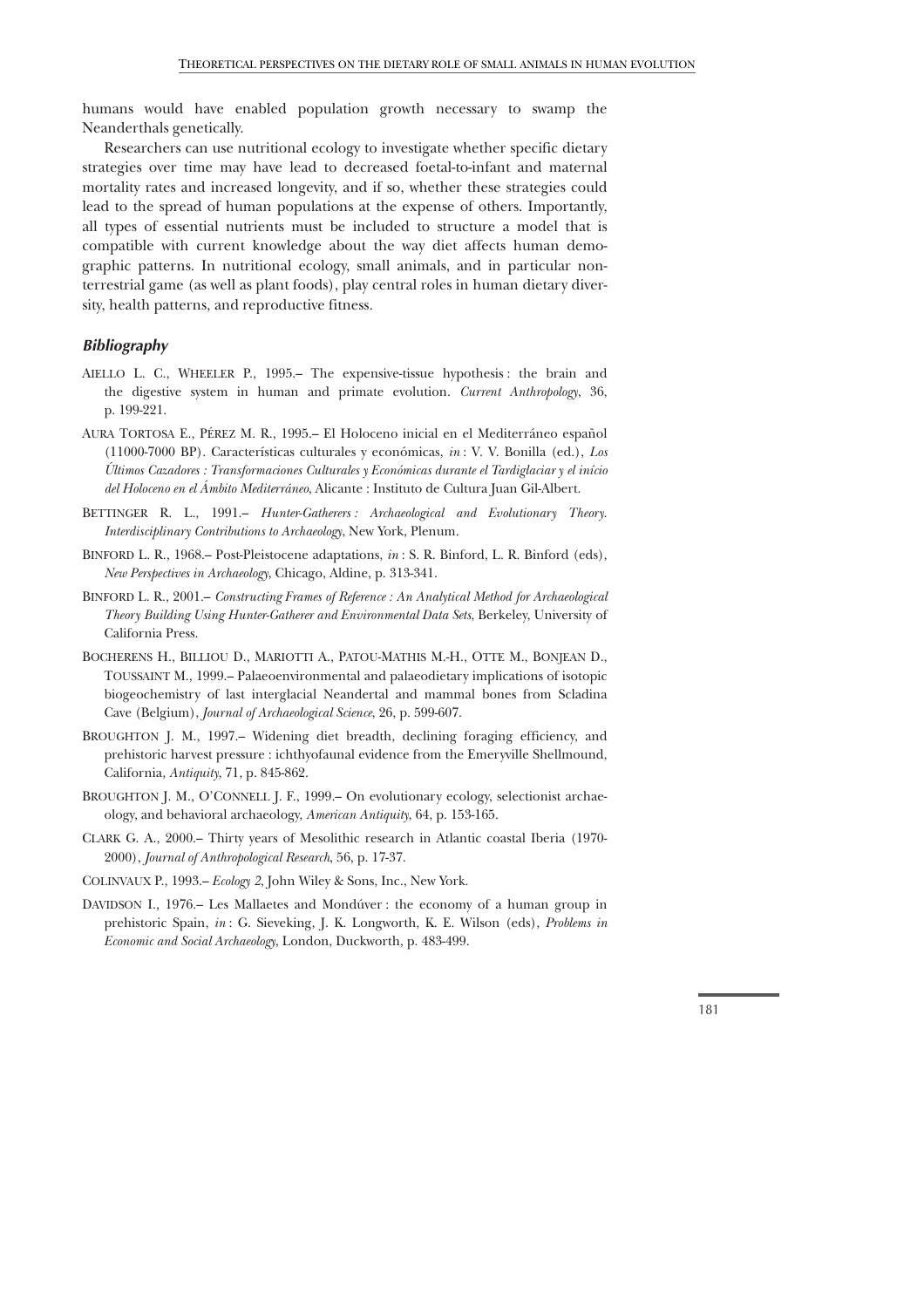humans would have enabled population growth necessary to swamp the Neanderthals genetically.

Researchers can use nutritional ecology to investigate whether specific dietary strategies over time may have lead to decreased foetal-to-infant and maternal mortality rates and increased longevity, and if so, whether these strategies could lead to the spread of human populations at the expense of others. Importantly, all types of essential nutrients must be included to structure a model that is compatible with current knowledge about the way diet affects human demographic patterns. In nutritional ecology, small animals, and in particular nonterrestrial game (as well as plant foods), play central roles in human dietary diversity, health patterns, and reproductive fitness.

## Bibliography

AIELLO L. C., WHEELER P., 1995.– The expensive-tissue hypothesis : the brain and the digestive system in human and primate evolution. *Current Anthropology*, 36, p. 199-221.

AURA TORTOSA E., PÉREZ M. R., 1995.– El Holoceno inicial en el Mediterráneo español (11000-7000 BP). Características culturales y económicas, *in* : V. V. Bonilla (ed.), *Los Últimos Cazadores : Transformaciones Culturales y Económicas durante el Tardiglaciar y el início del Holoceno en el Ámbito Mediterráneo*, Alicante : Instituto de Cultura Juan Gil-Albert.

BETTINGER R. L., 1991.– *Hunter-Gatherers : Archaeological and Evolutionary Theory. Interdisciplinary Contributions to Archaeology*, New York, Plenum.

BINFORD L. R., 1968.– Post-Pleistocene adaptations, *in* : S. R. Binford, L. R. Binford (eds), *New Perspectives in Archaeology*, Chicago, Aldine, p. 313-341.

BINFORD L. R., 2001.– *Constructing Frames of Reference : An Analytical Method for Archaeological Theory Building Using Hunter-Gatherer and Environmental Data Sets*, Berkeley, University of California Press.

BOCHERENS H., BILLIOU D., MARIOTTI A., PATOU-MATHIS M.-H., OTTE M., BONJEAN D., TOUSSAINT M., 1999.– Palaeoenvironmental and palaeodietary implications of isotopic biogeochemistry of last interglacial Neandertal and mammal bones from Scladina Cave (Belgium), *Journal of Archaeological Science*, 26, p. 599-607.

BROUGHTON J. M., 1997.– Widening diet breadth, declining foraging efficiency, and prehistoric harvest pressure : ichthyofaunal evidence from the Emeryville Shellmound, California, *Antiquity*, 71, p. 845-862.

BROUGHTON J. M., O'CONNELL J. F., 1999.– On evolutionary ecology, selectionist archaeology, and behavioral archaeology, *American Antiquity*, 64, p. 153-165.

CLARK G. A., 2000.– Thirty years of Mesolithic research in Atlantic coastal Iberia (1970-2000), *Journal of Anthropological Research*, 56, p. 17-37.

COLINVAUX P., 1993.– *Ecology 2*, John Wiley & Sons, Inc., New York.

DAVIDSON I., 1976.– Les Mallaetes and Mondúver : the economy of a human group in prehistoric Spain, *in* : G. Sieveking, J. K. Longworth, K. E. Wilson (eds), *Problems in Economic and Social Archaeology*, London, Duckworth, p. 483-499.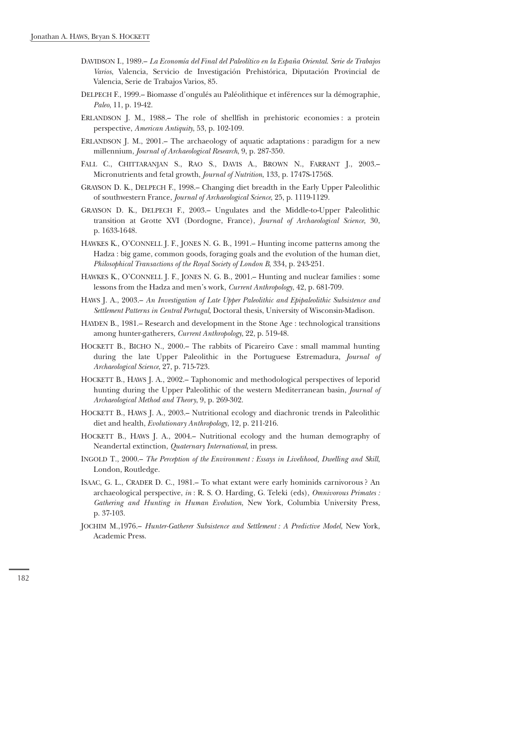DAVIDSON I., 1989.– *La Economía del Final del Paleolítico en la España Oriental. Serie de Trabajos Varios*, Valencia, Servicio de Investigación Prehistórica, Diputación Provincial de Valencia, Serie de Trabajos Varios, 85.

DELPECH F., 1999.– Biomasse d'ongulés au Paléolithique et inférences sur la démographie, *Paleo*, 11, p. 19-42.

ERLANDSON J. M., 1988.– The role of shellfish in prehistoric economies : a protein perspective, *American Antiquity*, 53, p. 102-109.

ERLANDSON J. M., 2001.– The archaeology of aquatic adaptations : paradigm for a new millennium, *Journal of Archaeological Research*, 9, p. 287-350.

FALL C., CHITTARANJAN S., RAO S., DAVIS A., BROWN N., FARRANT J., 2003.– Micronutrients and fetal growth, *Journal of Nutrition*, 133, p. 1747S-1756S.

GRAYSON D. K., DELPECH F., 1998.– Changing diet breadth in the Early Upper Paleolithic of southwestern France, *Journal of Archaeological Science*, 25, p. 1119-1129.

GRAYSON D. K., DELPECH F., 2003.– Ungulates and the Middle-to-Upper Paleolithic transition at Grotte XVI (Dordogne, France), *Journal of Archaeological Science*, 30, p. 1633-1648.

HAWKES K., O'CONNELL J. F., JONES N. G. B., 1991.– Hunting income patterns among the Hadza : big game, common goods, foraging goals and the evolution of the human diet, *Philosophical Transactions of the Royal Society of London B*, 334, p. 243-251.

HAWKES K., O'CONNELL J. F., JONES N. G. B., 2001.– Hunting and nuclear families : some lessons from the Hadza and men's work, *Current Anthropology*, 42, p. 681-709.

HAWS J. A., 2003.– *An Investigation of Late Upper Paleolithic and Epipaleolithic Subsistence and Settlement Patterns in Central Portugal*, Doctoral thesis, University of Wisconsin-Madison.

HAYDEN B., 1981.– Research and development in the Stone Age : technological transitions among hunter-gatherers, *Current Anthropology*, 22, p. 519-48.

HOCKETT B., BICHO N., 2000.– The rabbits of Picareiro Cave : small mammal hunting during the late Upper Paleolithic in the Portuguese Estremadura, *Journal of Archaeological Science*, 27, p. 715-723.

HOCKETT B., HAWS J. A., 2002.– Taphonomic and methodological perspectives of leporid hunting during the Upper Paleolithic of the western Mediterranean basin, *Journal of Archaeological Method and Theory*, 9, p. 269-302.

HOCKETT B., HAWS J. A., 2003.– Nutritional ecology and diachronic trends in Paleolithic diet and health, *Evolutionary Anthropology*, 12, p. 211-216.

HOCKETT B., HAWS J. A., 2004.– Nutritional ecology and the human demography of Neandertal extinction, *Quaternary International*, in press.

INGOLD T., 2000.– *The Perception of the Environment : Essays in Livelihood, Dwelling and Skill*, London, Routledge.

ISAAC, G. L., CRADER D. C., 1981.– To what extant were early hominids carnivorous ? An archaeological perspective, *in* : R. S. O. Harding, G. Teleki (eds), *Omnivorous Primates : Gathering and Hunting in Human Evolution*, New York, Columbia University Press, p. 37-103.

JOCHIM M.,1976.– *Hunter-Gatherer Subsistence and Settlement : A Predictive Model*, New York, Academic Press.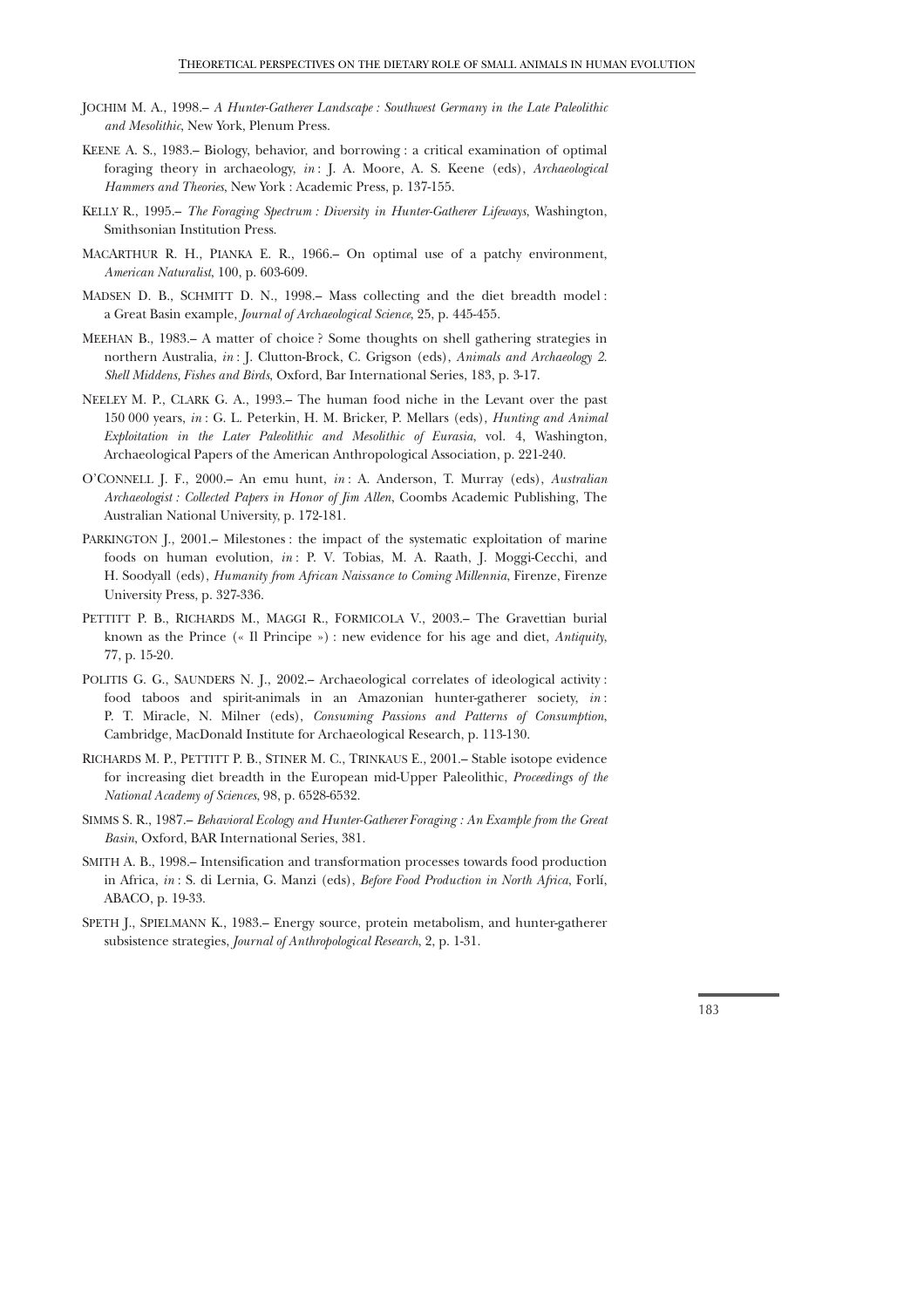JOCHIM M. A., 1998.– *A Hunter-Gatherer Landscape : Southwest Germany in the Late Paleolithic and Mesolithic*, New York, Plenum Press.

KEENE A. S., 1983.– Biology, behavior, and borrowing : a critical examination of optimal foraging theory in archaeology, *in* : J. A. Moore, A. S. Keene (eds), *Archaeological Hammers and Theories*, New York : Academic Press, p. 137-155.

KELLY R., 1995.– *The Foraging Spectrum : Diversity in Hunter-Gatherer Lifeways*, Washington, Smithsonian Institution Press.

MACARTHUR R. H., PIANKA E. R., 1966.– On optimal use of a patchy environment, *American Naturalist*, 100, p. 603-609.

MADSEN D. B., SCHMITT D. N., 1998.– Mass collecting and the diet breadth model : a Great Basin example, *Journal of Archaeological Science*, 25, p. 445-455.

MEEHAN B., 1983.– A matter of choice ? Some thoughts on shell gathering strategies in northern Australia, *in* : J. Clutton-Brock, C. Grigson (eds), *Animals and Archaeology 2. Shell Middens, Fishes and Birds*, Oxford, Bar International Series, 183, p. 3-17.

NEELEY M. P., CLARK G. A., 1993.– The human food niche in the Levant over the past 150 000 years, *in* : G. L. Peterkin, H. M. Bricker, P. Mellars (eds), *Hunting and Animal Exploitation in the Later Paleolithic and Mesolithic of Eurasia*, vol. 4, Washington, Archaeological Papers of the American Anthropological Association, p. 221-240.

O'CONNELL J. F., 2000.– An emu hunt, *in* : A. Anderson, T. Murray (eds), *Australian Archaeologist : Collected Papers in Honor of Jim Allen*, Coombs Academic Publishing, The Australian National University, p. 172-181.

PARKINGTON J., 2001.– Milestones : the impact of the systematic exploitation of marine foods on human evolution, *in* : P. V. Tobias, M. A. Raath, J. Moggi-Cecchi, and H. Soodyall (eds), *Humanity from African Naissance to Coming Millennia*, Firenze, Firenze University Press, p. 327-336.

PETTITT P. B., RICHARDS M., MAGGI R., FORMICOLA V., 2003.– The Gravettian burial known as the Prince (« Il Principe ») : new evidence for his age and diet, *Antiquity*, 77, p. 15-20.

POLITIS G. G., SAUNDERS N. J., 2002.– Archaeological correlates of ideological activity : food taboos and spirit-animals in an Amazonian hunter-gatherer society, *in* : P. T. Miracle, N. Milner (eds), *Consuming Passions and Patterns of Consumption*, Cambridge, MacDonald Institute for Archaeological Research, p. 113-130.

RICHARDS M. P., PETTITT P. B., STINER M. C., TRINKAUS E., 2001.– Stable isotope evidence for increasing diet breadth in the European mid-Upper Paleolithic, *Proceedings of the National Academy of Sciences*, 98, p. 6528-6532.

SIMMS S. R., 1987.– *Behavioral Ecology and Hunter-Gatherer Foraging : An Example from the Great Basin*, Oxford, BAR International Series, 381.

SMITH A. B., 1998.– Intensification and transformation processes towards food production in Africa, *in* : S. di Lernia, G. Manzi (eds), *Before Food Production in North Africa*, Forlí, ABACO, p. 19-33.

SPETH J., SPIELMANN K., 1983.– Energy source, protein metabolism, and hunter-gatherer subsistence strategies, *Journal of Anthropological Research*, 2, p. 1-31.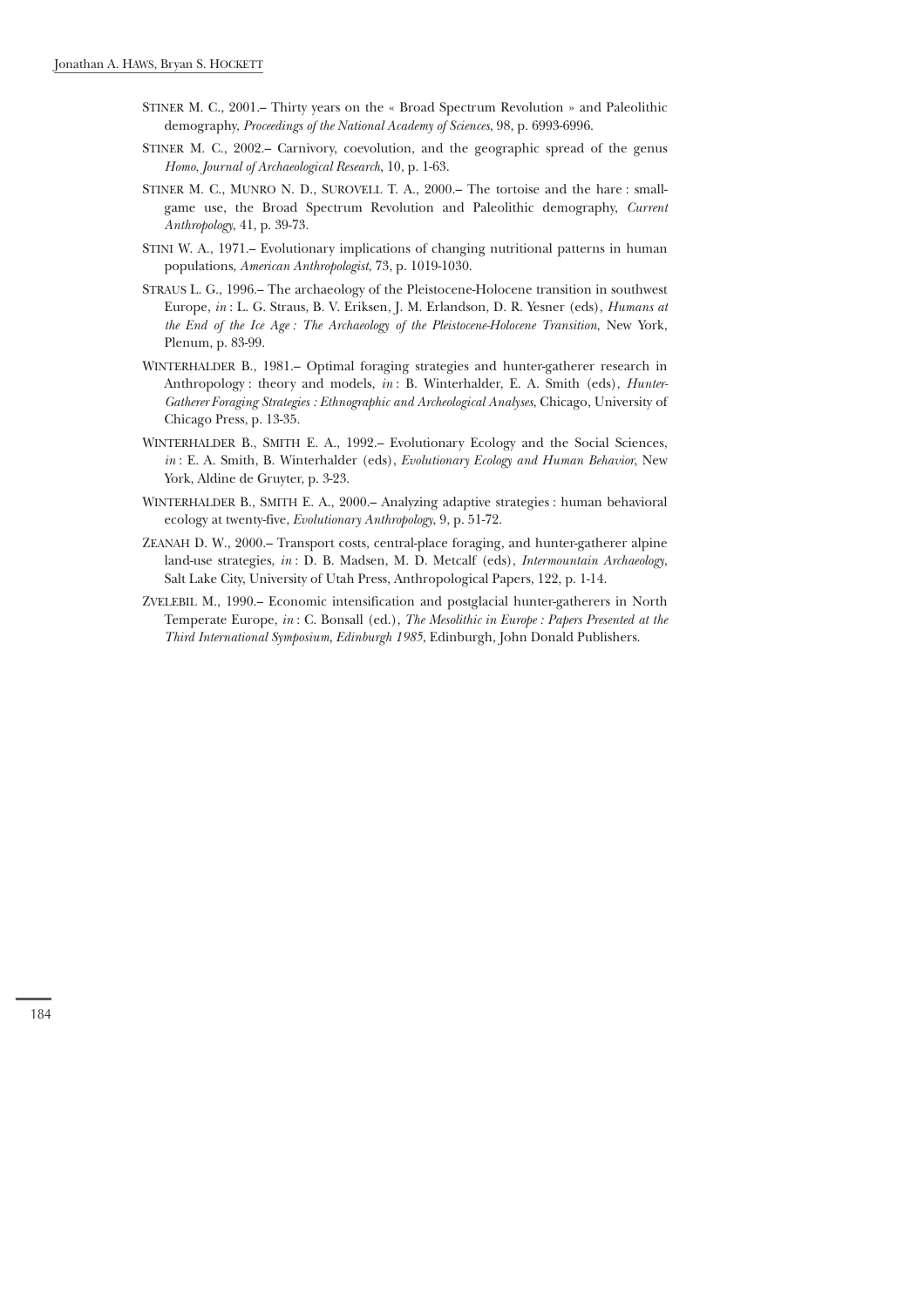STINER M. C., 2001.– Thirty years on the « Broad Spectrum Revolution » and Paleolithic demography, *Proceedings of the National Academy of Sciences*, 98, p. 6993-6996.

STINER M. C., 2002.– Carnivory, coevolution, and the geographic spread of the genus *Homo*, *Journal of Archaeological Research*, 10, p. 1-63.

STINER M. C., MUNRO N. D., SUROVELL T. A., 2000.– The tortoise and the hare : small-game use, the Broad Spectrum Revolution and Paleolithic demography, *Current Anthropology*, 41, p. 39-73.

STINI W. A., 1971.– Evolutionary implications of changing nutritional patterns in human populations, *American Anthropologist*, 73, p. 1019-1030.

STRAUS L. G., 1996.– The archaeology of the Pleistocene-Holocene transition in southwest Europe, *in* : L. G. Straus, B. V. Eriksen, J. M. Erlandson, D. R. Yesner (eds), *Humans at the End of the Ice Age : The Archaeology of the Pleistocene-Holocene Transition*, New York, Plenum, p. 83-99.

WINTERHALDER B., 1981.– Optimal foraging strategies and hunter-gatherer research in Anthropology : theory and models, *in* : B. Winterhalder, E. A. Smith (eds), *Hunter-Gatherer Foraging Strategies : Ethnographic and Archeological Analyses*, Chicago, University of Chicago Press, p. 13-35.

WINTERHALDER B., SMITH E. A., 1992.– Evolutionary Ecology and the Social Sciences, *in* : E. A. Smith, B. Winterhalder (eds), *Evolutionary Ecology and Human Behavior*, New York, Aldine de Gruyter, p. 3-23.

WINTERHALDER B., SMITH E. A., 2000.– Analyzing adaptive strategies : human behavioral ecology at twenty-five, *Evolutionary Anthropology*, 9, p. 51-72.

ZEANAH D. W., 2000.– Transport costs, central-place foraging, and hunter-gatherer alpine land-use strategies, *in* : D. B. Madsen, M. D. Metcalf (eds), *Intermountain Archaeology*, Salt Lake City, University of Utah Press, Anthropological Papers, 122, p. 1-14.

ZVELEBIL M., 1990.– Economic intensification and postglacial hunter-gatherers in North Temperate Europe, *in* : C. Bonsall (ed.), *The Mesolithic in Europe : Papers Presented at the Third International Symposium, Edinburgh 1985*, Edinburgh, John Donald Publishers.